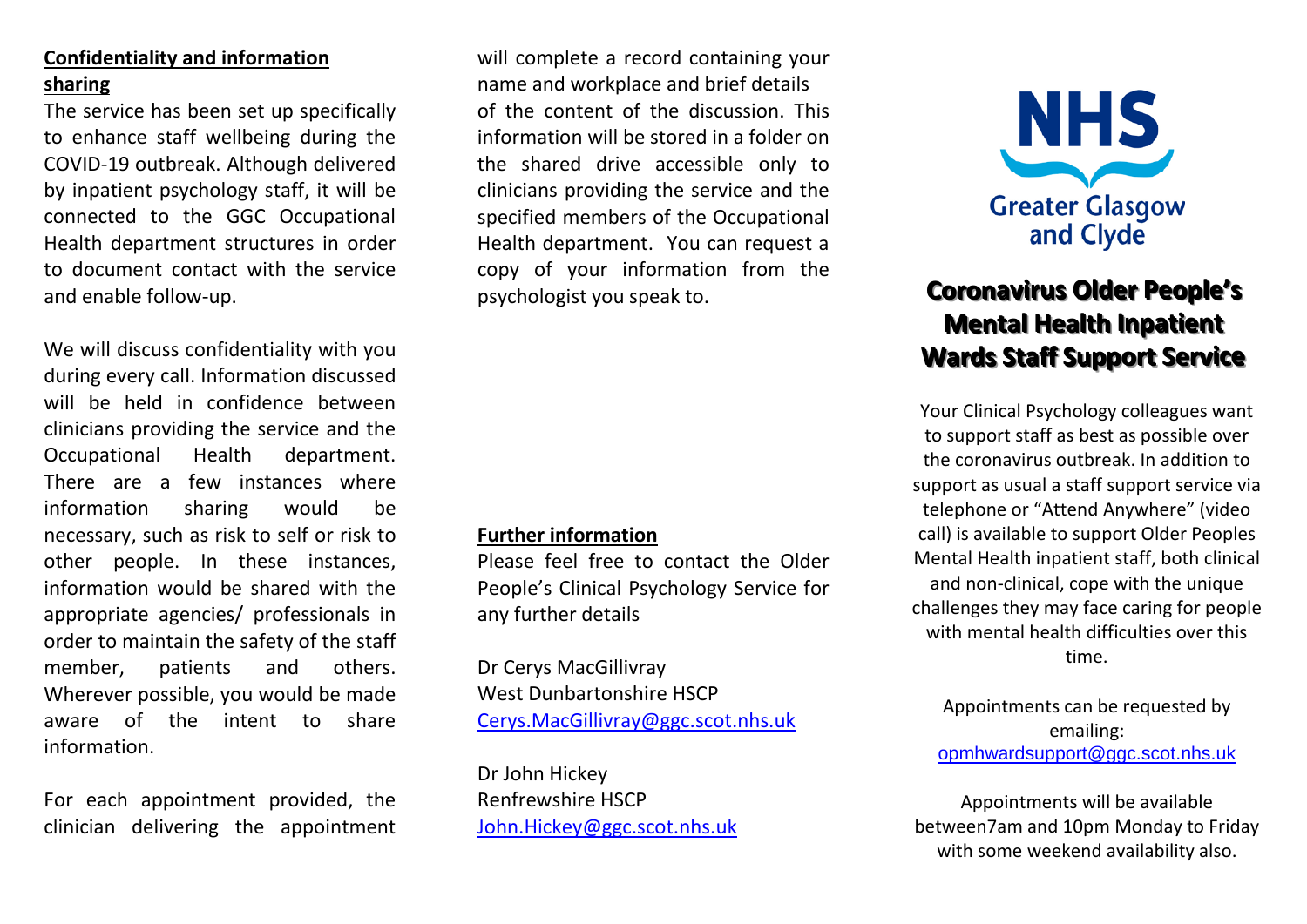## Confidentiality and information sharing

The service has been set up specifically to enhance staff wellbeing during the COVID-19 outbreak. Although delivered by inpatient psychology staff, it will be connected to the GGC Occupational Health department structures in order to document contact with the service and enable follow-up.

We will discuss confidentiality with you during every call. Information discussed will be held in confidence between clinicians providing the service and the Occupational Health department. There are a few instances where information sharing would be necessary, such as risk to self or risk to other people. In these instances, information would be shared with the appropriate agencies/ professionals in order to maintain the safety of the staff member, patients and others. Wherever possible, you would be made aware of the intent to share information.

For each appointment provided, the clinician delivering the appointment will complete a record containing your name and workplace and brief details of the content of the discussion. This information will be stored in a folder on the shared drive accessible only to clinicians providing the service and the specified members of the Occupational Health department. You can request a copy of your information from the psychologist you speak to.

## Further information

Please feel free to contact the Older People's Clinical Psychology Service for any further details

Dr Cerys MacGillivray
West Dunbartonshire HSCP
Cerys.MacGillivray@ggc.scot.nhs.uk

Dr John Hickey
Renfrewshire HSCP
John.Hickey@ggc.scot.nhs.uk

NHS
Greater Glasgow and Clyde

# Coronavirus Older People's Mental Health Inpatient Wards Staff Support Service

Your Clinical Psychology colleagues want to support staff as best as possible over the coronavirus outbreak. In addition to support as usual a staff support service via telephone or "Attend Anywhere" (video call) is available to support Older Peoples Mental Health inpatient staff, both clinical and non-clinical, cope with the unique challenges they may face caring for people with mental health difficulties over this time.

Appointments can be requested by emailing:
opmhwardsupport@ggc.scot.nhs.uk

Appointments will be available between7am and 10pm Monday to Friday with some weekend availability also.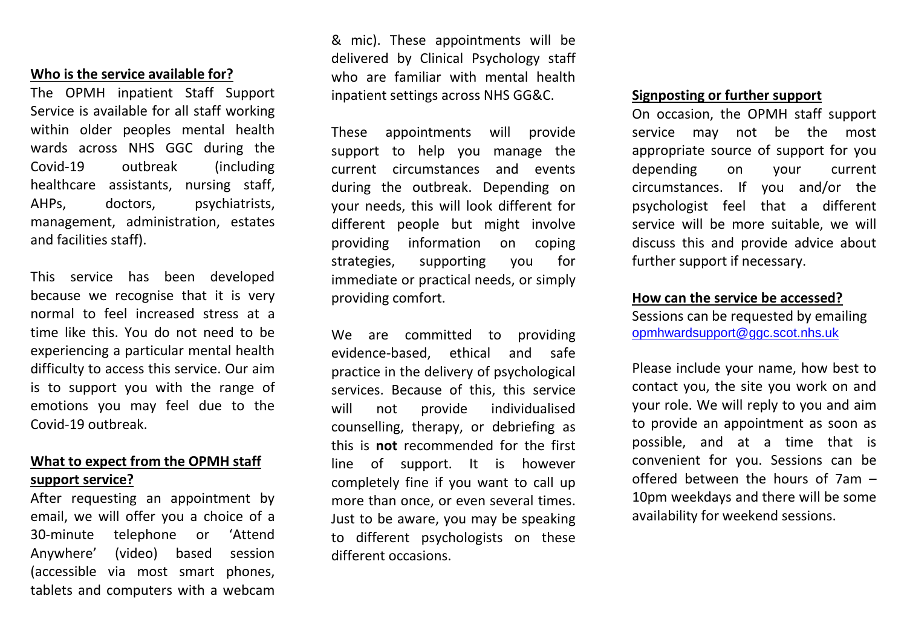## Who is the service available for?

The OPMH inpatient Staff Support Service is available for all staff working within older peoples mental health wards across NHS GGC during the Covid-19 outbreak (including healthcare assistants, nursing staff, AHPs, doctors, psychiatrists, management, administration, estates and facilities staff).

This service has been developed because we recognise that it is very normal to feel increased stress at a time like this. You do not need to be experiencing a particular mental health difficulty to access this service. Our aim is to support you with the range of emotions you may feel due to the Covid-19 outbreak.

## What to expect from the OPMH staff support service?

After requesting an appointment by email, we will offer you a choice of a 30-minute telephone or 'Attend Anywhere' (video) based session (accessible via most smart phones, tablets and computers with a webcam & mic). These appointments will be delivered by Clinical Psychology staff who are familiar with mental health inpatient settings across NHS GG&C.

These appointments will provide support to help you manage the current circumstances and events during the outbreak. Depending on your needs, this will look different for different people but might involve providing information on coping strategies, supporting you for immediate or practical needs, or simply providing comfort.

We are committed to providing evidence-based, ethical and safe practice in the delivery of psychological services. Because of this, this service will not provide individualised counselling, therapy, or debriefing as this is **not** recommended for the first line of support. It is however completely fine if you want to call up more than once, or even several times. Just to be aware, you may be speaking to different psychologists on these different occasions.

## Signposting or further support

On occasion, the OPMH staff support service may not be the most appropriate source of support for you depending on your current circumstances. If you and/or the psychologist feel that a different service will be more suitable, we will discuss this and provide advice about further support if necessary.

## How can the service be accessed?

Sessions can be requested by emailing opmhwardsupport@ggc.scot.nhs.uk

Please include your name, how best to contact you, the site you work on and your role. We will reply to you and aim to provide an appointment as soon as possible, and at a time that is convenient for you. Sessions can be offered between the hours of 7am – 10pm weekdays and there will be some availability for weekend sessions.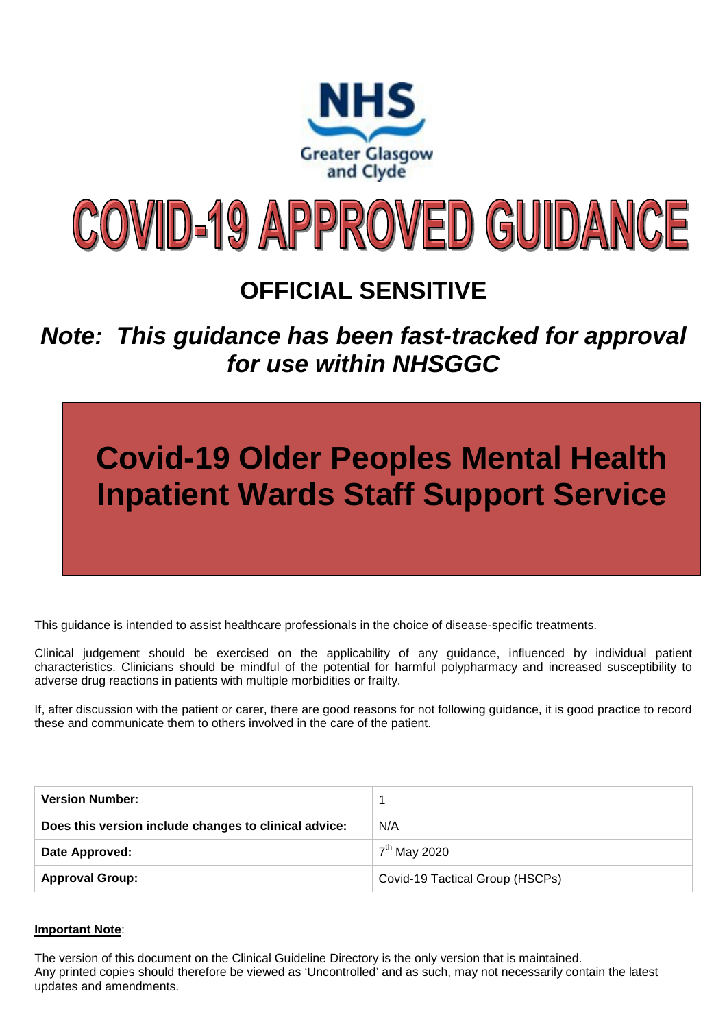NHS Greater Glasgow and Clyde

# COVID-19 APPROVED GUIDANCE

## OFFICIAL SENSITIVE

***Note: This guidance has been fast-tracked for approval for use within NHSGGC***

# Covid-19 Older Peoples Mental Health Inpatient Wards Staff Support Service

This guidance is intended to assist healthcare professionals in the choice of disease-specific treatments.

Clinical judgement should be exercised on the applicability of any guidance, influenced by individual patient characteristics. Clinicians should be mindful of the potential for harmful polypharmacy and increased susceptibility to adverse drug reactions in patients with multiple morbidities or frailty.

If, after discussion with the patient or carer, there are good reasons for not following guidance, it is good practice to record these and communicate them to others involved in the care of the patient.

| | |
|---|---|
| **Version Number:** | 1 |
| **Does this version include changes to clinical advice:** | N/A |
| **Date Approved:** | 7th May 2020 |
| **Approval Group:** | Covid-19 Tactical Group (HSCPs) |

**Important Note**:

The version of this document on the Clinical Guideline Directory is the only version that is maintained.
Any printed copies should therefore be viewed as 'Uncontrolled' and as such, may not necessarily contain the latest updates and amendments.